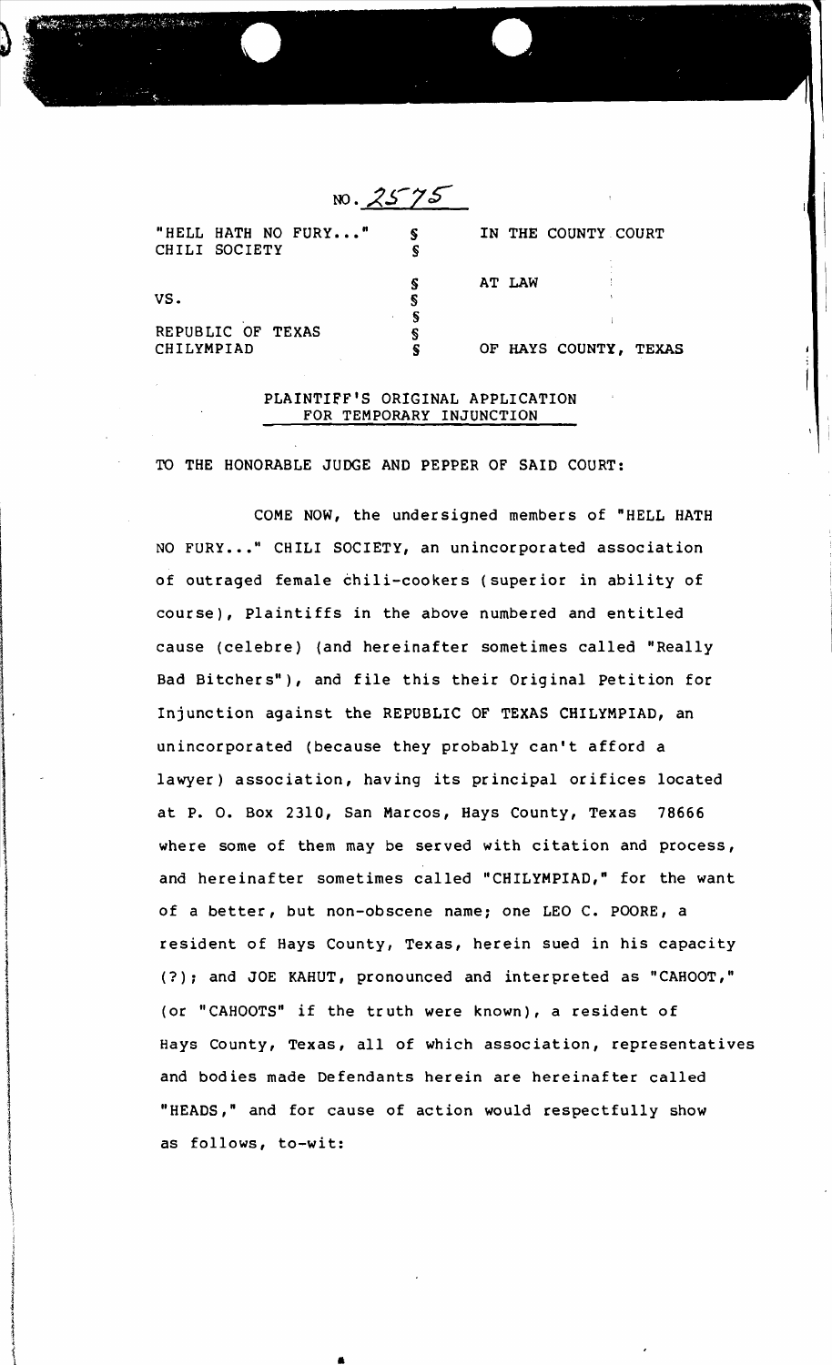NO. 2575

| | | |
|---|---|---|
| "HELL HATH NO FURY..." CHILI SOCIETY | § | IN THE COUNTY COURT |
| | § | AT LAW |
| VS. | § | |
| | § | |
| REPUBLIC OF TEXAS CHILYMPIAD | § | OF HAYS COUNTY, TEXAS |

PLAINTIFF'S ORIGINAL APPLICATION FOR TEMPORARY INJUNCTION

TO THE HONORABLE JUDGE AND PEPPER OF SAID COURT:

COME NOW, the undersigned members of "HELL HATH NO FURY..." CHILI SOCIETY, an unincorporated association of outraged female chili-cookers (superior in ability of course), Plaintiffs in the above numbered and entitled cause (celebre) (and hereinafter sometimes called "Really Bad Bitchers"), and file this their Original Petition for Injunction against the REPUBLIC OF TEXAS CHILYMPIAD, an unincorporated (because they probably can't afford a lawyer) association, having its principal orifices located at P. O. Box 2310, San Marcos, Hays County, Texas 78666 where some of them may be served with citation and process, and hereinafter sometimes called "CHILYMPIAD," for the want of a better, but non-obscene name; one LEO C. POORE, a resident of Hays County, Texas, herein sued in his capacity (?); and JOE KAHUT, pronounced and interpreted as "CAHOOT," (or "CAHOOTS" if the truth were known), a resident of Hays County, Texas, all of which association, representatives and bodies made Defendants herein are hereinafter called "HEADS," and for cause of action would respectfully show as follows, to-wit: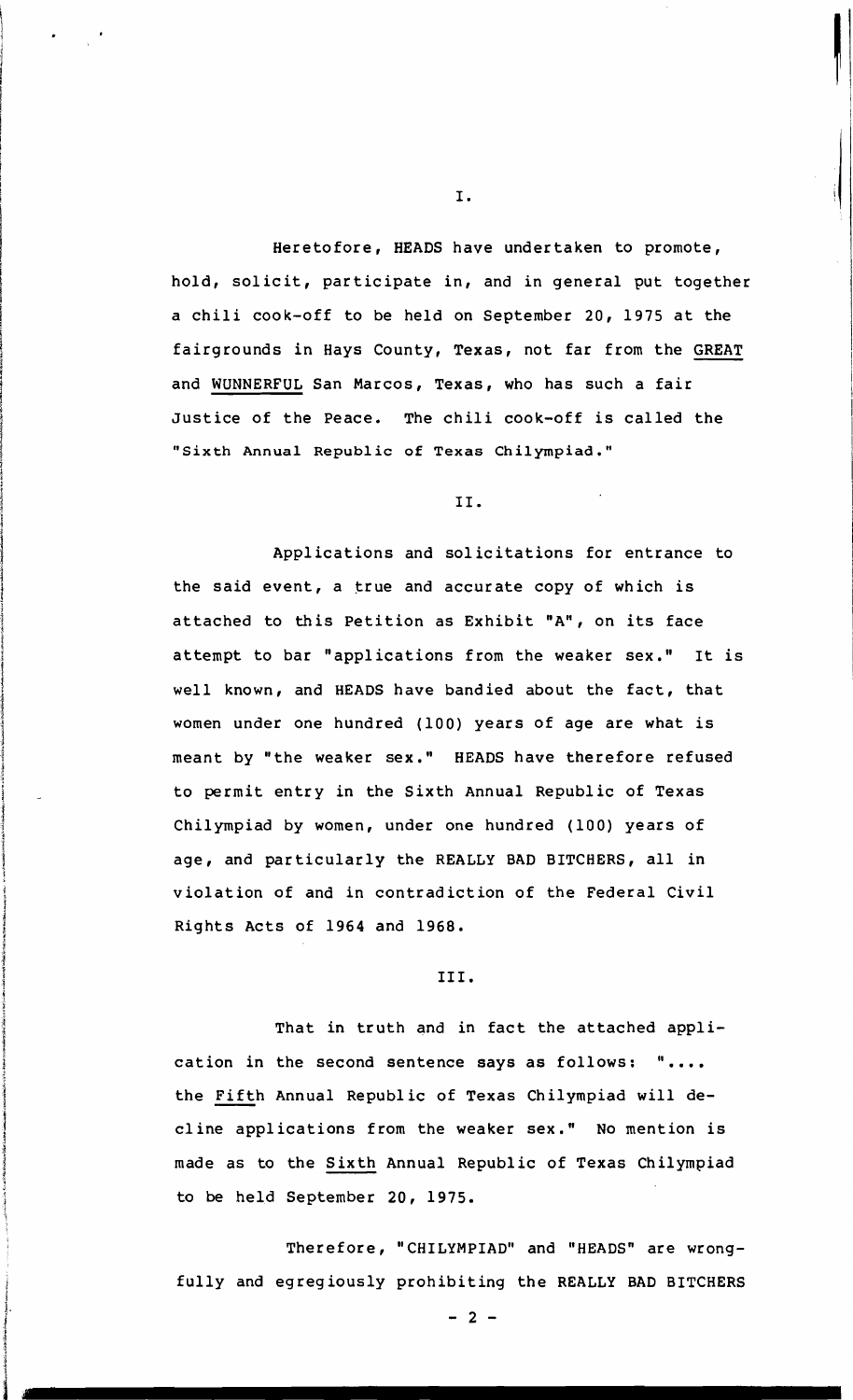I.

Heretofore, HEADS have undertaken to promote, hold, solicit, participate in, and in general put together a chili cook-off to be held on September 20, 1975 at the fairgrounds in Hays County, Texas, not far from the GREAT and WUNNERFUL San Marcos, Texas, who has such a fair Justice of the Peace. The chili cook-off is called the "Sixth Annual Republic of Texas Chilympiad."

II.

Applications and solicitations for entrance to the said event, a true and accurate copy of which is attached to this Petition as Exhibit "A", on its face attempt to bar "applications from the weaker sex." It is well known, and HEADS have bandied about the fact, that women under one hundred (100) years of age are what is meant by "the weaker sex." HEADS have therefore refused to permit entry in the Sixth Annual Republic of Texas Chilympiad by women, under one hundred (100) years of age, and particularly the REALLY BAD BITCHERS, all in violation of and in contradiction of the Federal Civil Rights Acts of 1964 and 1968.

III.

That in truth and in fact the attached application in the second sentence says as follows: ".... the Fifth Annual Republic of Texas Chilympiad will decline applications from the weaker sex." No mention is made as to the Sixth Annual Republic of Texas Chilympiad to be held September 20, 1975.

Therefore, "CHILYMPIAD" and "HEADS" are wrongfully and egregiously prohibiting the REALLY BAD BITCHERS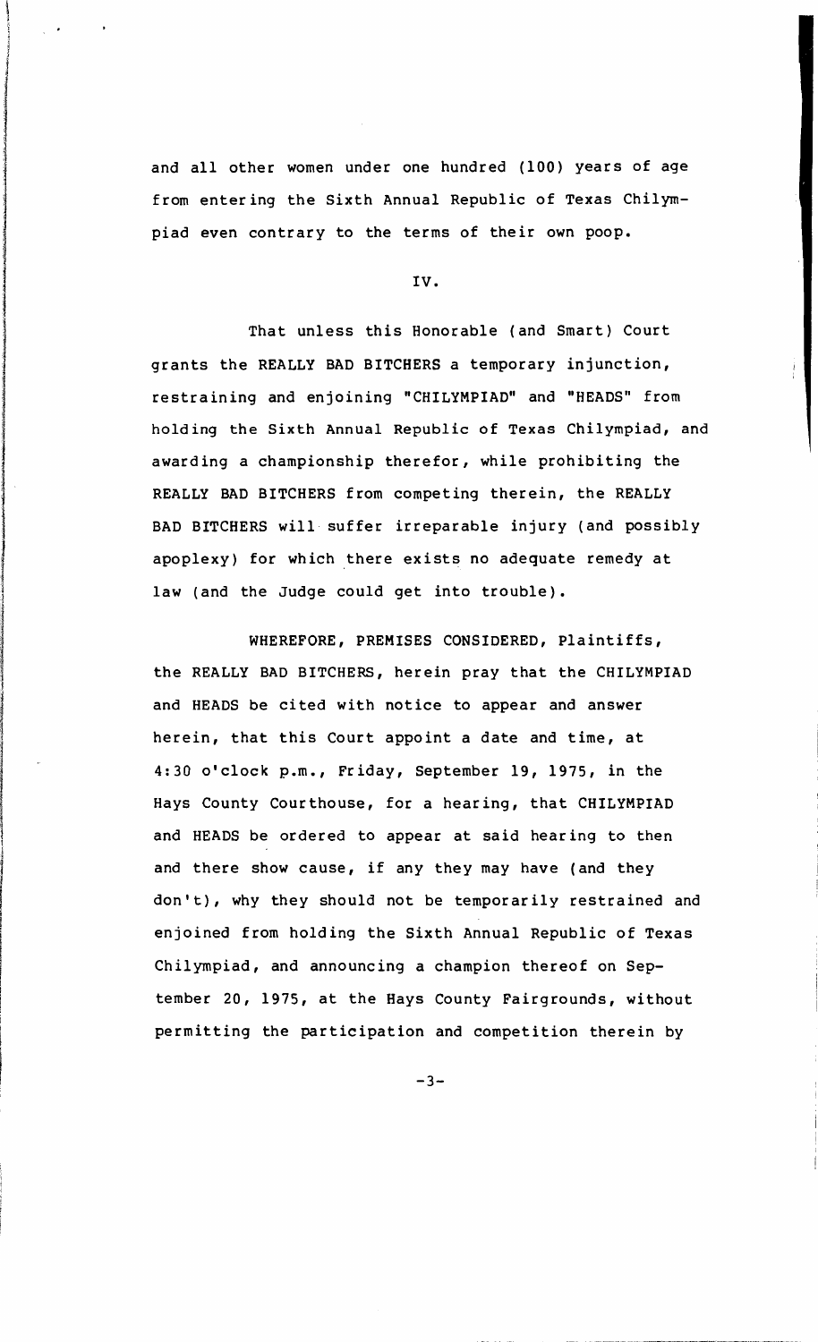and all other women under one hundred (100) years of age from entering the Sixth Annual Republic of Texas Chilympiad even contrary to the terms of their own poop.

IV.

That unless this Honorable (and Smart) Court grants the REALLY BAD BITCHERS a temporary injunction, restraining and enjoining "CHILYMPIAD" and "HEADS" from holding the Sixth Annual Republic of Texas Chilympiad, and awarding a championship therefor, while prohibiting the REALLY BAD BITCHERS from competing therein, the REALLY BAD BITCHERS will suffer irreparable injury (and possibly apoplexy) for which there exists no adequate remedy at law (and the Judge could get into trouble).

WHEREFORE, PREMISES CONSIDERED, Plaintiffs, the REALLY BAD BITCHERS, herein pray that the CHILYMPIAD and HEADS be cited with notice to appear and answer herein, that this Court appoint a date and time, at 4:30 o'clock p.m., Friday, September 19, 1975, in the Hays County Courthouse, for a hearing, that CHILYMPIAD and HEADS be ordered to appear at said hearing to then and there show cause, if any they may have (and they don't), why they should not be temporarily restrained and enjoined from holding the Sixth Annual Republic of Texas Chilympiad, and announcing a champion thereof on September 20, 1975, at the Hays County Fairgrounds, without permitting the participation and competition therein by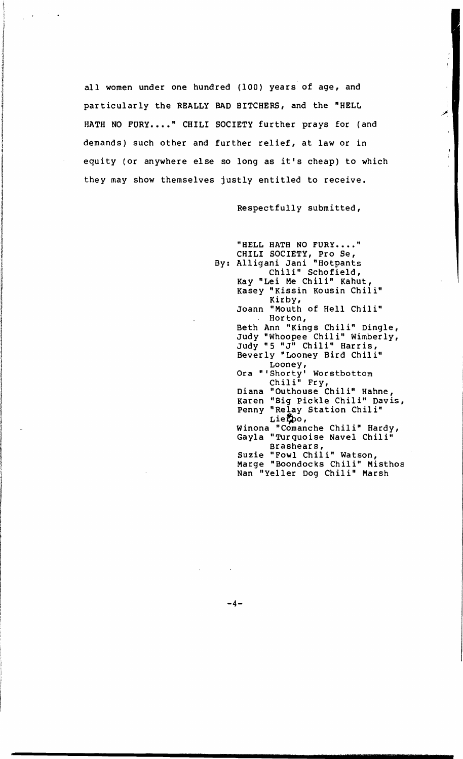all women under one hundred (100) years of age, and particularly the REALLY BAD BITCHERS, and the "HELL HATH NO FURY...." CHILI SOCIETY further prays for (and demands) such other and further relief, at law or in equity (or anywhere else so long as it's cheap) to which they may show themselves justly entitled to receive.

Respectfully submitted,

"HELL HATH NO FURY...."
CHILI SOCIETY, Pro Se,
By: Alligani Jani "Hotpants Chili" Schofield,
Kay "Lei Me Chili" Kahut,
Kasey "Kissin Kousin Chili" Kirby,
Joann "Mouth of Hell Chili" Horton,
Beth Ann "Kings Chili" Dingle,
Judy "Whoopee Chili" Wimberly,
Judy "5 "J" Chili" Harris,
Beverly "Looney Bird Chili" Looney,
Ora "'Shorty' Worstbottom Chili" Fry,
Diana "Outhouse Chili" Hahne,
Karen "Big Pickle Chili" Davis,
Penny "Relay Station Chili" Lieppo,
Winona "Comanche Chili" Hardy,
Gayla "Turquoise Navel Chili" Brashears,
Suzie "Fowl Chili" Watson,
Marge "Boondocks Chili" Misthos
Nan "Yeller Dog Chili" Marsh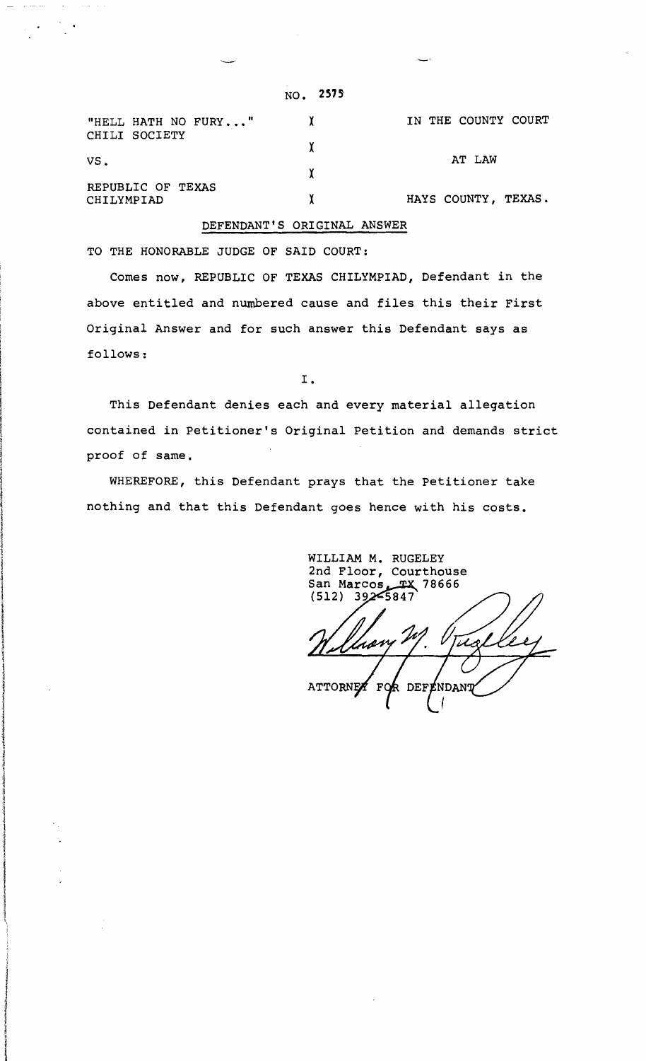NO. 2575

| | | |
|---|---|---|
| "HELL HATH NO FURY..." CHILI SOCIETY | X | IN THE COUNTY COURT |
| | X | |
| VS. | | AT LAW |
| | X | |
| REPUBLIC OF TEXAS CHILYMPIAD | X | HAYS COUNTY, TEXAS. |

DEFENDANT'S ORIGINAL ANSWER

TO THE HONORABLE JUDGE OF SAID COURT:

Comes now, REPUBLIC OF TEXAS CHILYMPIAD, Defendant in the above entitled and numbered cause and files this their First Original Answer and for such answer this Defendant says as follows:

I.

This Defendant denies each and every material allegation contained in Petitioner's Original Petition and demands strict proof of same.

WHEREFORE, this Defendant prays that the Petitioner take nothing and that this Defendant goes hence with his costs.

WILLIAM M. RUGELEY
2nd Floor, Courthouse
San Marcos, TX 78666
(512) 392-5847

William M. Rugeley

ATTORNEY FOR DEFENDANT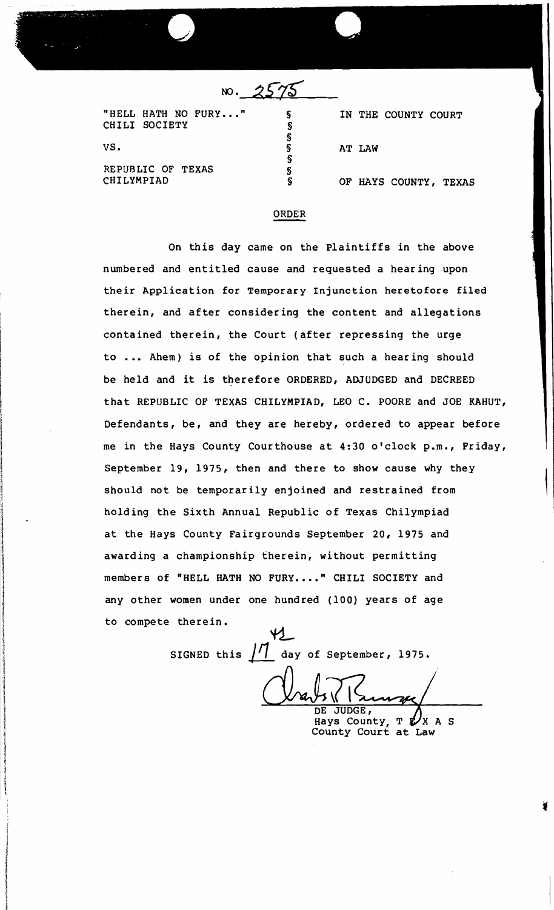NO. 2575

| | | |
|---|---|---|
| "HELL HATH NO FURY..." CHILI SOCIETY | § | IN THE COUNTY COURT |
| VS. | § | AT LAW |
| REPUBLIC OF TEXAS CHILYMPIAD | § | OF HAYS COUNTY, TEXAS |

## ORDER

On this day came on the Plaintiffs in the above numbered and entitled cause and requested a hearing upon their Application for Temporary Injunction heretofore filed therein, and after considering the content and allegations contained therein, the Court (after repressing the urge to ... Ahem) is of the opinion that such a hearing should be held and it is therefore ORDERED, ADJUDGED and DECREED that REPUBLIC OF TEXAS CHILYMPIAD, LEO C. POORE and JOE KAHUT, Defendants, be, and they are hereby, ordered to appear before me in the Hays County Courthouse at 4:30 o'clock p.m., Friday, September 19, 1975, then and there to show cause why they should not be temporarily enjoined and restrained from holding the Sixth Annual Republic of Texas Chilympiad at the Hays County Fairgrounds September 20, 1975 and awarding a championship therein, without permitting members of "HELL HATH NO FURY...." CHILI SOCIETY and any other women under one hundred (100) years of age to compete therein.

SIGNED this 17th day of September, 1975.

DE JUDGE,
Hays County, T E X A S
County Court at Law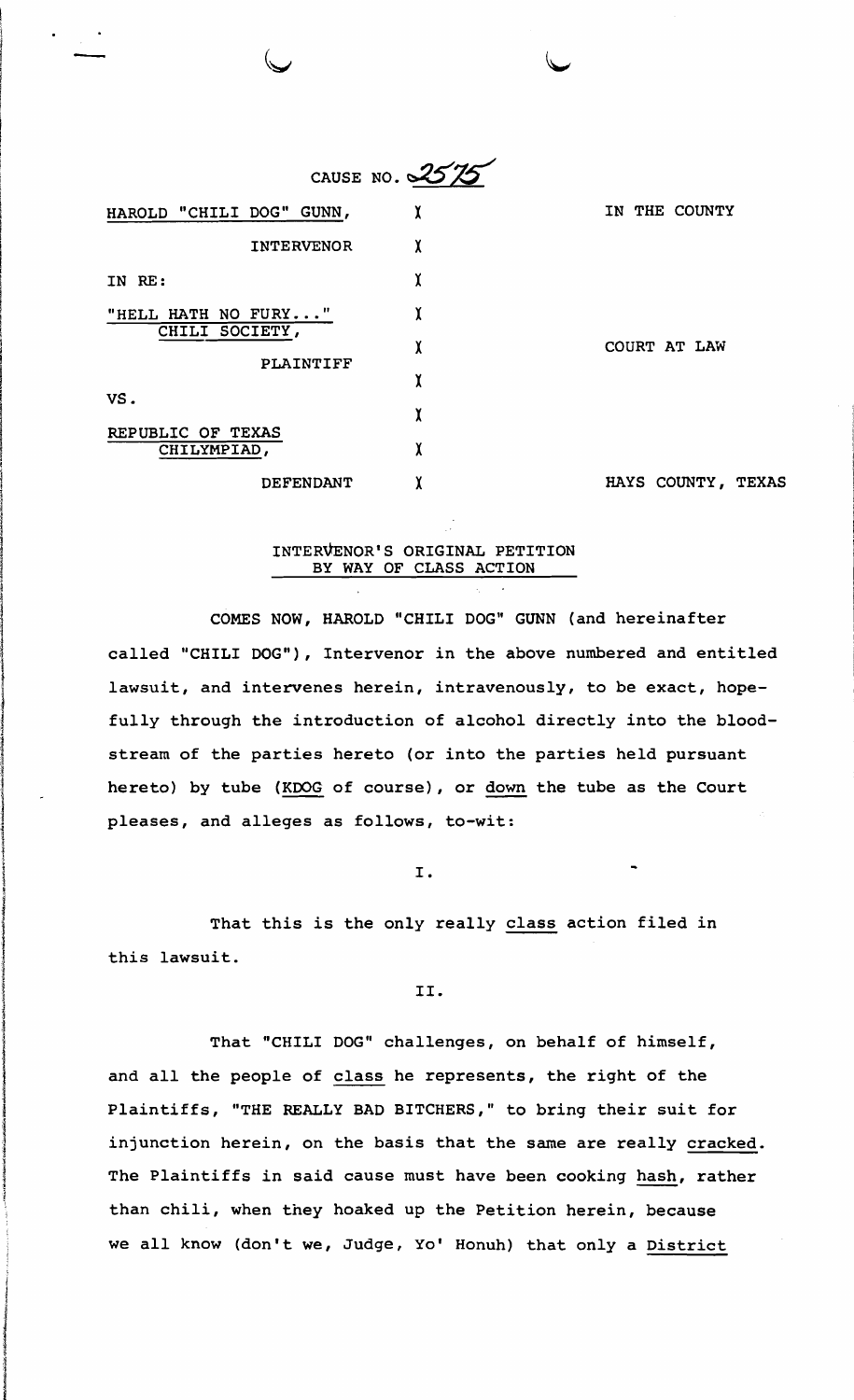CAUSE NO. 2575

| | | |
|---|---|---|
| HAROLD "CHILI DOG" GUNN, | X | IN THE COUNTY |
| INTERVENOR | X | |
| IN RE: | X | |
| "HELL HATH NO FURY..." CHILI SOCIETY, | X | |
| | X | COURT AT LAW |
| PLAINTIFF | | |
| | X | |
| VS. | | |
| | X | |
| REPUBLIC OF TEXAS CHILYMPIAD, | X | |
| DEFENDANT | X | HAYS COUNTY, TEXAS |

INTERVENOR'S ORIGINAL PETITION BY WAY OF CLASS ACTION

COMES NOW, HAROLD "CHILI DOG" GUNN (and hereinafter called "CHILI DOG"), Intervenor in the above numbered and entitled lawsuit, and intervenes herein, intravenously, to be exact, hopefully through the introduction of alcohol directly into the bloodstream of the parties hereto (or into the parties held pursuant hereto) by tube (KDOG of course), or down the tube as the Court pleases, and alleges as follows, to-wit:

I.

That this is the only really class action filed in this lawsuit.

II.

That "CHILI DOG" challenges, on behalf of himself, and all the people of class he represents, the right of the Plaintiffs, "THE REALLY BAD BITCHERS," to bring their suit for injunction herein, on the basis that the same are really cracked. The Plaintiffs in said cause must have been cooking hash, rather than chili, when they hoaked up the Petition herein, because we all know (don't we, Judge, Yo' Honuh) that only a District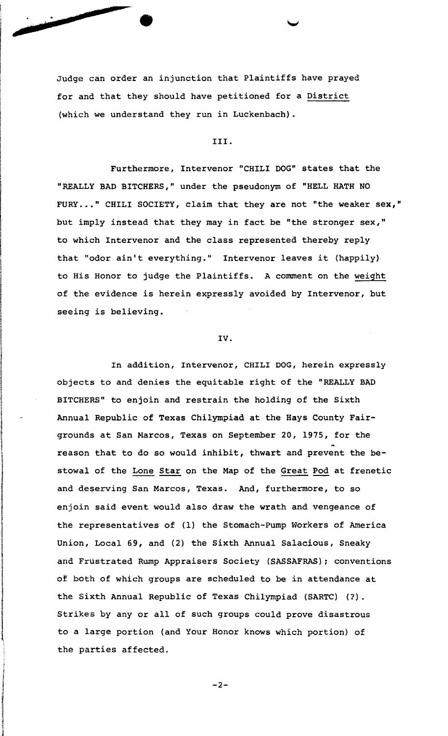Judge can order an injunction that Plaintiffs have prayed for and that they should have petitioned for a District (which we understand they run in Luckenbach).

III.

Furthermore, Intervenor "CHILI DOG" states that the "REALLY BAD BITCHERS," under the pseudonym of "HELL HATH NO FURY..." CHILI SOCIETY, claim that they are not "the weaker sex," but imply instead that they may in fact be "the stronger sex," to which Intervenor and the class represented thereby reply that "odor ain't everything." Intervenor leaves it (happily) to His Honor to judge the Plaintiffs. A comment on the weight of the evidence is herein expressly avoided by Intervenor, but seeing is believing.

IV.

In addition, Intervenor, CHILI DOG, herein expressly objects to and denies the equitable right of the "REALLY BAD BITCHERS" to enjoin and restrain the holding of the Sixth Annual Republic of Texas Chilympiad at the Hays County Fairgrounds at San Marcos, Texas on September 20, 1975, for the reason that to do so would inhibit, thwart and prevent the bestowal of the Lone Star on the Map of the Great Pod at frenetic and deserving San Marcos, Texas. And, furthermore, to so enjoin said event would also draw the wrath and vengeance of the representatives of (1) the Stomach-Pump Workers of America Union, Local 69, and (2) the Sixth Annual Salacious, Sneaky and Frustrated Rump Appraisers Society (SASSAFRAS); conventions of both of which groups are scheduled to be in attendance at the Sixth Annual Republic of Texas Chilympiad (SARTC) (?). Strikes by any or all of such groups could prove disastrous to a large portion (and Your Honor knows which portion) of the parties affected.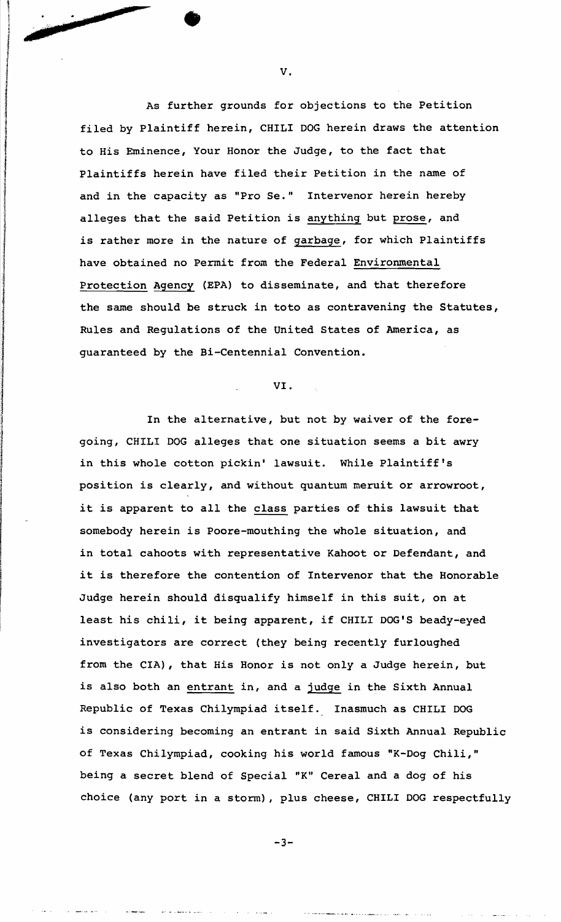V.

As further grounds for objections to the Petition filed by Plaintiff herein, CHILI DOG herein draws the attention to His Eminence, Your Honor the Judge, to the fact that Plaintiffs herein have filed their Petition in the name of and in the capacity as "Pro Se." Intervenor herein hereby alleges that the said Petition is <u>anything</u> but <u>prose</u>, and is rather more in the nature of <u>garbage</u>, for which Plaintiffs have obtained no Permit from the Federal <u>Environmental Protection</u> <u>Agency</u> (EPA) to disseminate, and that therefore the same should be struck in toto as contravening the Statutes, Rules and Regulations of the United States of America, as guaranteed by the Bi-Centennial Convention.

VI.

In the alternative, but not by waiver of the foregoing, CHILI DOG alleges that one situation seems a bit awry in this whole cotton pickin' lawsuit. While Plaintiff's position is clearly, and without quantum meruit or arrowroot, it is apparent to all the <u>class</u> parties of this lawsuit that somebody herein is Poore-mouthing the whole situation, and in total cahoots with representative Kahoot or Defendant, and it is therefore the contention of Intervenor that the Honorable Judge herein should disqualify himself in this suit, on at least his chili, it being apparent, if CHILI DOG'S beady-eyed investigators are correct (they being recently furloughed from the CIA), that His Honor is not only a Judge herein, but is also both an <u>entrant</u> in, and a <u>judge</u> in the Sixth Annual Republic of Texas Chilympiad itself. Inasmuch as CHILI DOG is considering becoming an entrant in said Sixth Annual Republic of Texas Chilympiad, cooking his world famous "K-Dog Chili," being a secret blend of Special "K" Cereal and a dog of his choice (any port in a storm), plus cheese, CHILI DOG respectfully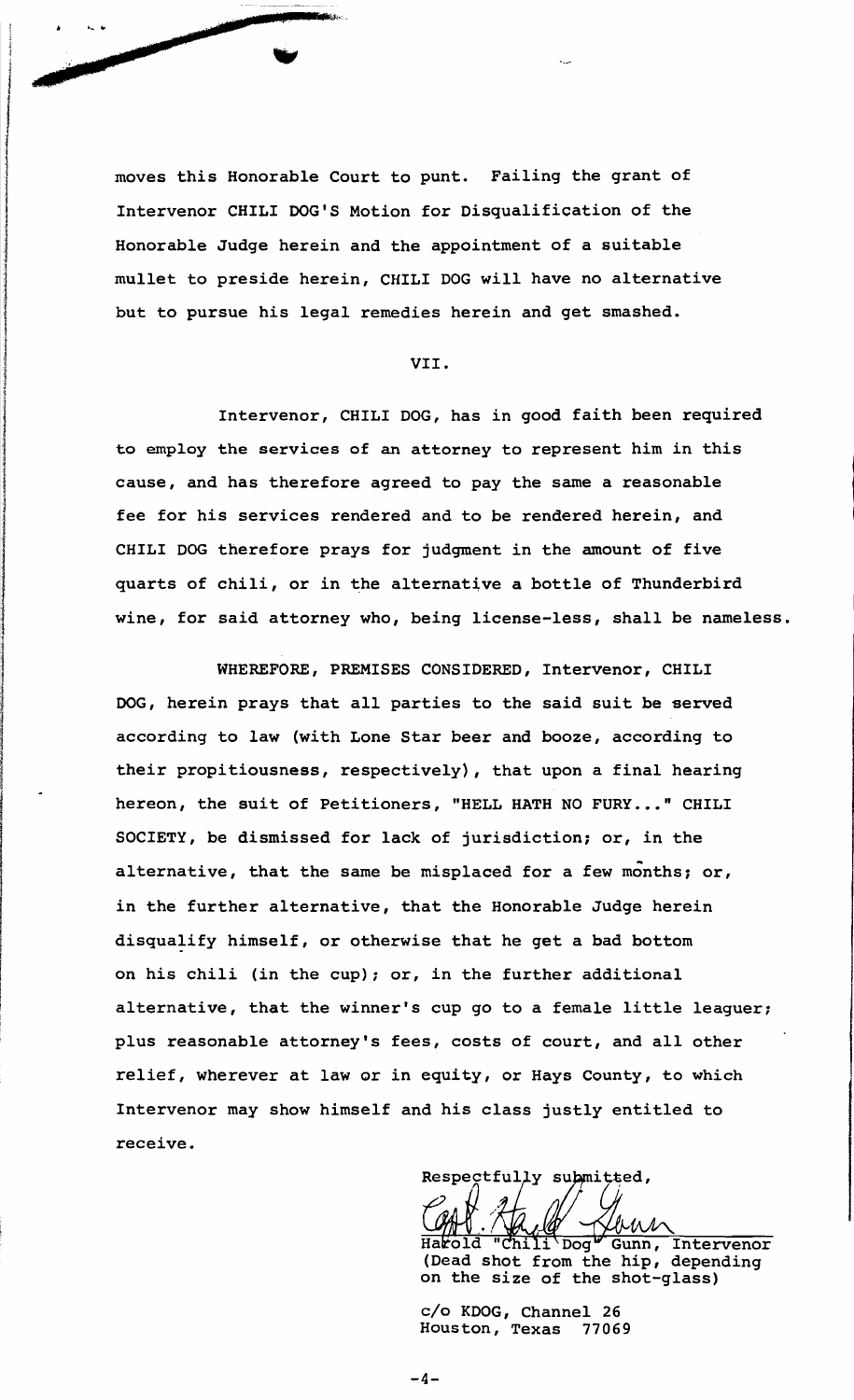moves this Honorable Court to punt. Failing the grant of Intervenor CHILI DOG'S Motion for Disqualification of the Honorable Judge herein and the appointment of a suitable mullet to preside herein, CHILI DOG will have no alternative but to pursue his legal remedies herein and get smashed.

VII.

Intervenor, CHILI DOG, has in good faith been required to employ the services of an attorney to represent him in this cause, and has therefore agreed to pay the same a reasonable fee for his services rendered and to be rendered herein, and CHILI DOG therefore prays for judgment in the amount of five quarts of chili, or in the alternative a bottle of Thunderbird wine, for said attorney who, being license-less, shall be nameless.

WHEREFORE, PREMISES CONSIDERED, Intervenor, CHILI DOG, herein prays that all parties to the said suit be served according to law (with Lone Star beer and booze, according to their propitiousness, respectively), that upon a final hearing hereon, the suit of Petitioners, "HELL HATH NO FURY..." CHILI SOCIETY, be dismissed for lack of jurisdiction; or, in the alternative, that the same be misplaced for a few months; or, in the further alternative, that the Honorable Judge herein disqualify himself, or otherwise that he get a bad bottom on his chili (in the cup); or, in the further additional alternative, that the winner's cup go to a female little leaguer; plus reasonable attorney's fees, costs of court, and all other relief, wherever at law or in equity, or Hays County, to which Intervenor may show himself and his class justly entitled to receive.

Respectfully submitted,

Capt. Harold Gunn

Harold "Chili Dog" Gunn, Intervenor
(Dead shot from the hip, depending on the size of the shot-glass)

c/o KDOG, Channel 26
Houston, Texas 77069